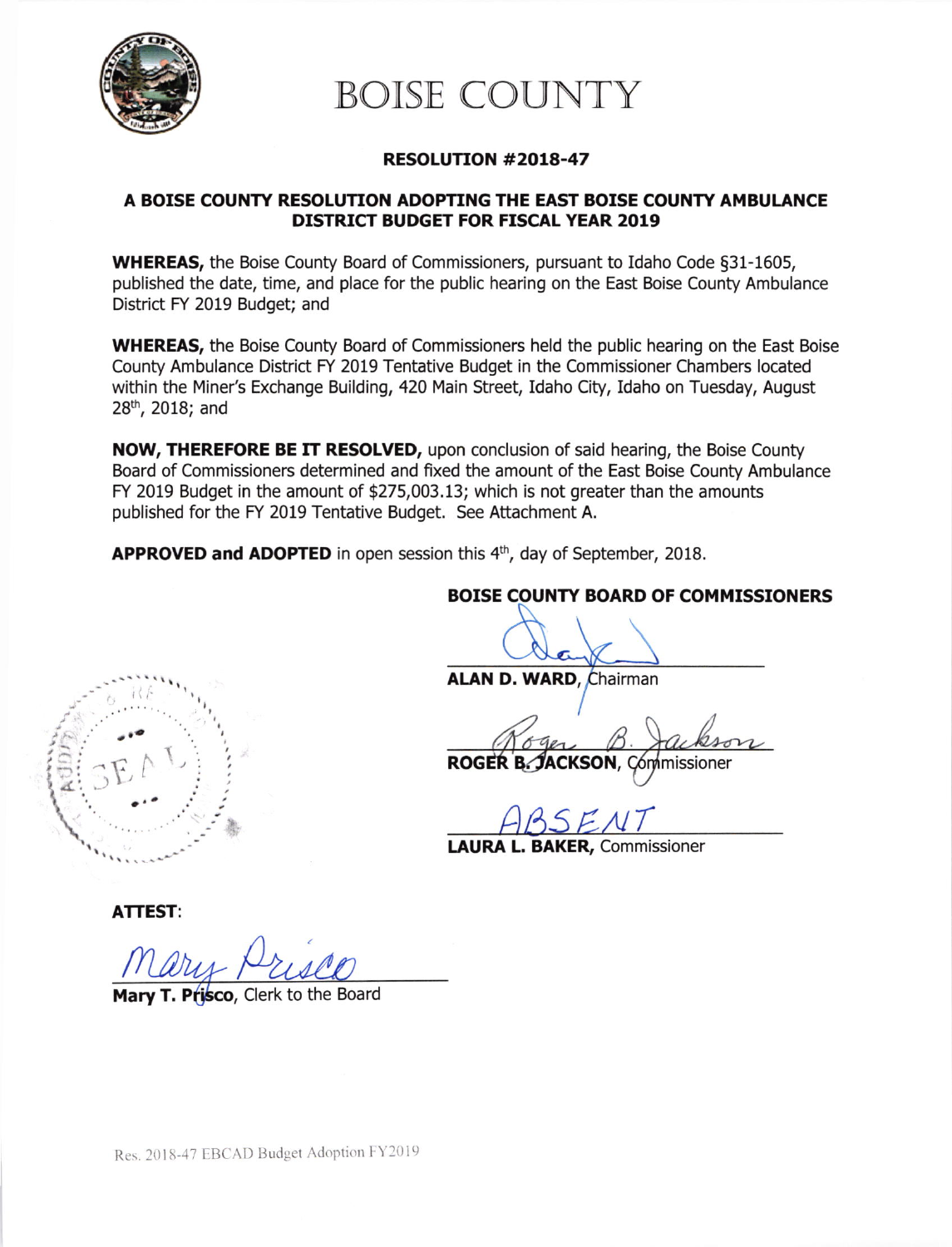# BOISE COUNTY

## RESOLUTION #2018-47

## A BOISE COUNTY RESOLUTION ADOPTING THE EAST BOISE COUNTY AMBULANCE DISTRICT BUDGET FOR FISCAL YEAR 2019

**WHEREAS,** the Boise County Board of Commissioners, pursuant to Idaho Code §31-1605, published the date, time, and place for the public hearing on the East Boise County Ambulance District FY 2019 Budget; and

**WHEREAS,** the Boise County Board of Commissioners held the public hearing on the East Boise County Ambulance District FY 2019 Tentative Budget in the Commissioner Chambers located within the Miner's Exchange Building, 420 Main Street, Idaho City, Idaho on Tuesday, August 28th, 2018; and

**NOW, THEREFORE BE IT RESOLVED,** upon conclusion of said hearing, the Boise County Board of Commissioners determined and fixed the amount of the East Boise County Ambulance FY 2019 Budget in the amount of $275,003.13; which is not greater than the amounts published for the FY 2019 Tentative Budget. See Attachment A.

**APPROVED and ADOPTED** in open session this 4th, day of September, 2018.

**BOISE COUNTY BOARD OF COMMISSIONERS**

**ALAN D. WARD,** Chairman

**ROGER B. JACKSON,** Commissioner

ABSENT
**LAURA L. BAKER,** Commissioner

**ATTEST:**

**Mary T. Prisco,** Clerk to the Board

Res. 2018-47 EBCAD Budget Adoption FY2019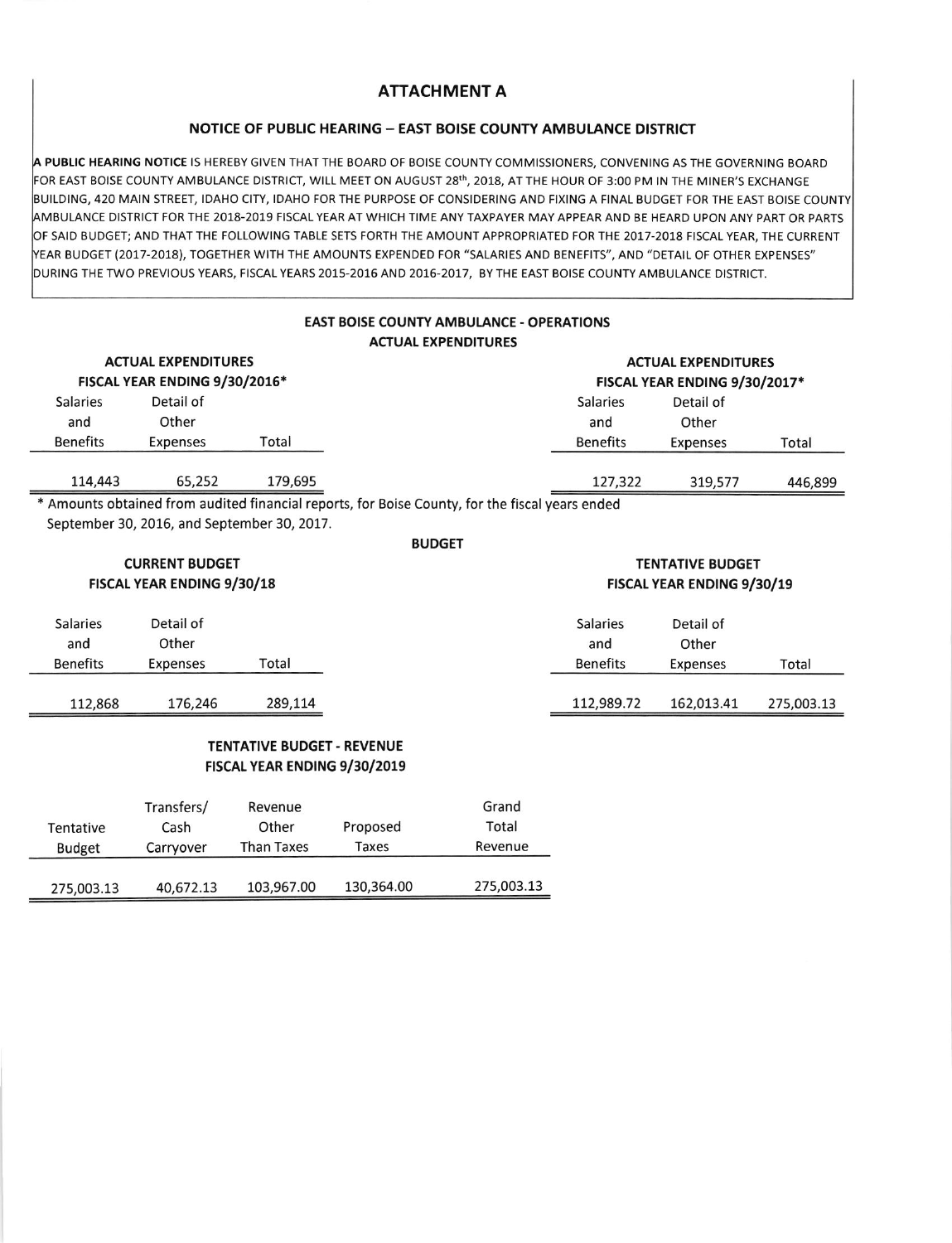# ATTACHMENT A

## NOTICE OF PUBLIC HEARING – EAST BOISE COUNTY AMBULANCE DISTRICT

**A PUBLIC HEARING NOTICE** IS HEREBY GIVEN THAT THE BOARD OF BOISE COUNTY COMMISSIONERS, CONVENING AS THE GOVERNING BOARD FOR EAST BOISE COUNTY AMBULANCE DISTRICT, WILL MEET ON AUGUST 28th, 2018, AT THE HOUR OF 3:00 PM IN THE MINER'S EXCHANGE BUILDING, 420 MAIN STREET, IDAHO CITY, IDAHO FOR THE PURPOSE OF CONSIDERING AND FIXING A FINAL BUDGET FOR THE EAST BOISE COUNTY AMBULANCE DISTRICT FOR THE 2018-2019 FISCAL YEAR AT WHICH TIME ANY TAXPAYER MAY APPEAR AND BE HEARD UPON ANY PART OR PARTS OF SAID BUDGET; AND THAT THE FOLLOWING TABLE SETS FORTH THE AMOUNT APPROPRIATED FOR THE 2017-2018 FISCAL YEAR, THE CURRENT YEAR BUDGET (2017-2018), TOGETHER WITH THE AMOUNTS EXPENDED FOR "SALARIES AND BENEFITS", AND "DETAIL OF OTHER EXPENSES" DURING THE TWO PREVIOUS YEARS, FISCAL YEARS 2015-2016 AND 2016-2017, BY THE EAST BOISE COUNTY AMBULANCE DISTRICT.

### EAST BOISE COUNTY AMBULANCE - OPERATIONS

### ACTUAL EXPENDITURES

| ACTUAL EXPENDITURES FISCAL YEAR ENDING 9/30/2016* | | | ACTUAL EXPENDITURES FISCAL YEAR ENDING 9/30/2017* | | |
|---|---|---|---|---|---|
| Salaries and Benefits | Detail of Other Expenses | Total | Salaries and Benefits | Detail of Other Expenses | Total |
| 114,443 | 65,252 | 179,695 | 127,322 | 319,577 | 446,899 |

\* Amounts obtained from audited financial reports, for Boise County, for the fiscal years ended September 30, 2016, and September 30, 2017.

### BUDGET

| CURRENT BUDGET FISCAL YEAR ENDING 9/30/18 | | | TENTATIVE BUDGET FISCAL YEAR ENDING 9/30/19 | | |
|---|---|---|---|---|---|
| Salaries and Benefits | Detail of Other Expenses | Total | Salaries and Benefits | Detail of Other Expenses | Total |
| 112,868 | 176,246 | 289,114 | 112,989.72 | 162,013.41 | 275,003.13 |

### TENTATIVE BUDGET - REVENUE FISCAL YEAR ENDING 9/30/2019

| Tentative Budget | Transfers/ Cash Carryover | Revenue Other Than Taxes | Proposed Taxes | Grand Total Revenue |
|---|---|---|---|---|
| 275,003.13 | 40,672.13 | 103,967.00 | 130,364.00 | 275,003.13 |